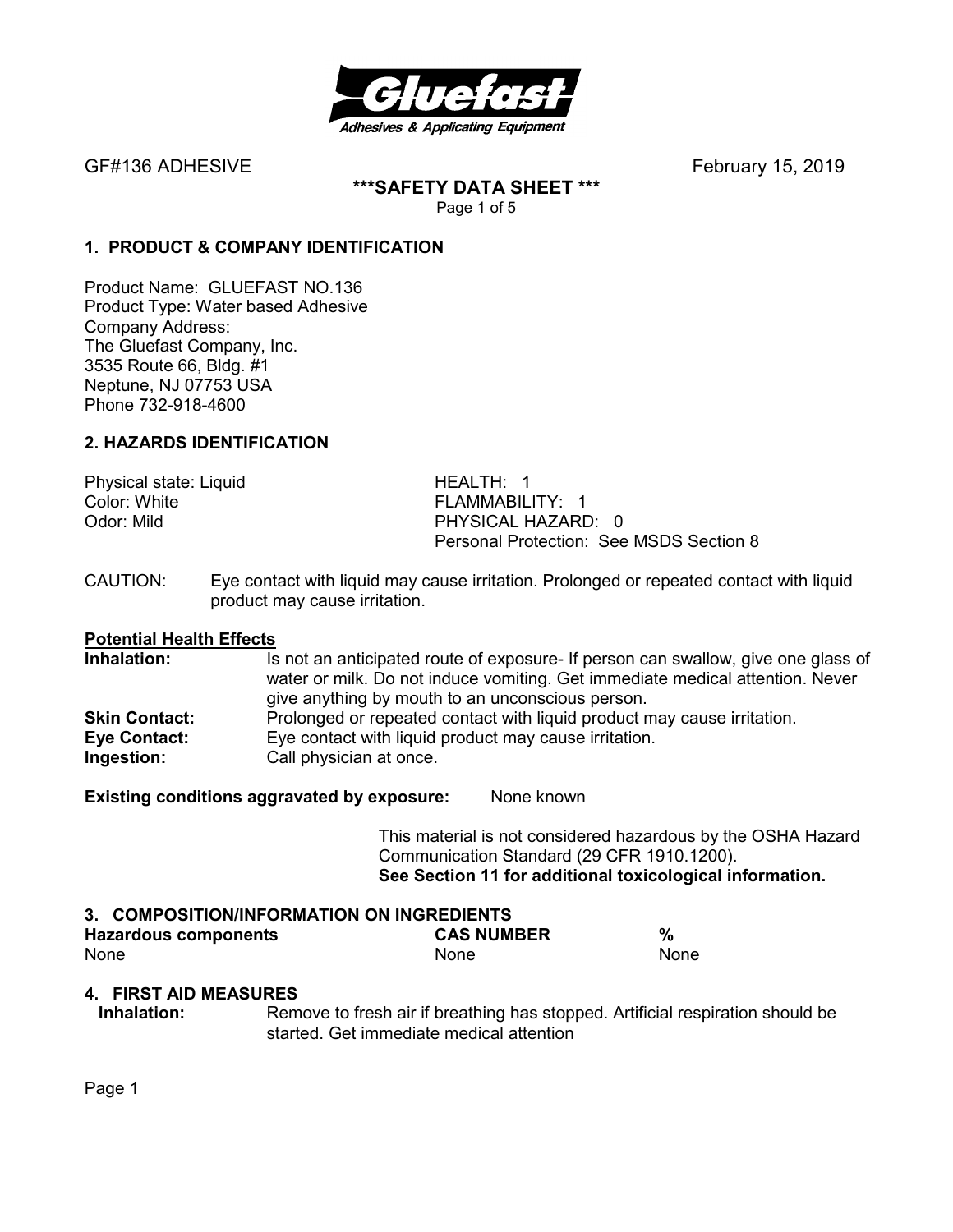GF#136 ADHESIVE February 15, 2019

**\*\*\*SAFETY DATA SHEET \*\*\***

## 1. PRODUCT & COMPANY IDENTIFICATION

Product Name: GLUEFAST NO.136
Product Type: Water based Adhesive
Company Address:
The Gluefast Company, Inc.
3535 Route 66, Bldg. #1
Neptune, NJ 07753 USA
Phone 732-918-4600

## 2. HAZARDS IDENTIFICATION

| | |
|---|---|
| Physical state: Liquid | HEALTH: 1 |
| Color: White | FLAMMABILITY: 1 |
| Odor: Mild | PHYSICAL HAZARD: 0 |
| | Personal Protection: See MSDS Section 8 |

CAUTION: Eye contact with liquid may cause irritation. Prolonged or repeated contact with liquid product may cause irritation.

**Potential Health Effects**

**Inhalation:** Is not an anticipated route of exposure- If person can swallow, give one glass of water or milk. Do not induce vomiting. Get immediate medical attention. Never give anything by mouth to an unconscious person.

**Skin Contact:** Prolonged or repeated contact with liquid product may cause irritation.

**Eye Contact:** Eye contact with liquid product may cause irritation.

**Ingestion:** Call physician at once.

**Existing conditions aggravated by exposure:** None known

This material is not considered hazardous by the OSHA Hazard Communication Standard (29 CFR 1910.1200).
**See Section 11 for additional toxicological information.**

## 3. COMPOSITION/INFORMATION ON INGREDIENTS

| Hazardous components | CAS NUMBER | % |
|---|---|---|
| None | None | None |

## 4. FIRST AID MEASURES

**Inhalation:** Remove to fresh air if breathing has stopped. Artificial respiration should be started. Get immediate medical attention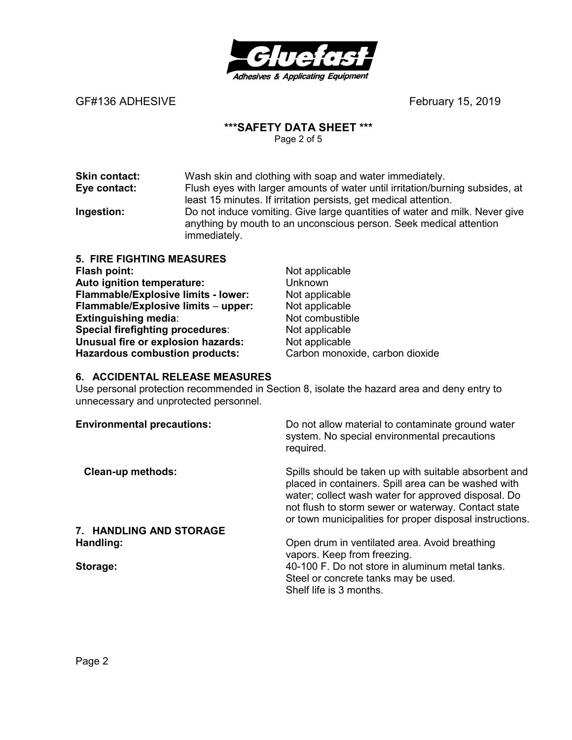**Skin contact:** Wash skin and clothing with soap and water immediately.

**Eye contact:** Flush eyes with larger amounts of water until irritation/burning subsides, at least 15 minutes. If irritation persists, get medical attention.

**Ingestion:** Do not induce vomiting. Give large quantities of water and milk. Never give anything by mouth to an unconscious person. Seek medical attention immediately.

## 5. FIRE FIGHTING MEASURES

**Flash point:** Not applicable
**Auto ignition temperature:** Unknown
**Flammable/Explosive limits - lower:** Not applicable
**Flammable/Explosive limits – upper:** Not applicable
**Extinguishing media**: Not combustible
**Special firefighting procedures**: Not applicable
**Unusual fire or explosion hazards:** Not applicable
**Hazardous combustion products:** Carbon monoxide, carbon dioxide

## 6. ACCIDENTAL RELEASE MEASURES

Use personal protection recommended in Section 8, isolate the hazard area and deny entry to unnecessary and unprotected personnel.

**Environmental precautions:** Do not allow material to contaminate ground water system. No special environmental precautions required.

**Clean-up methods:** Spills should be taken up with suitable absorbent and placed in containers. Spill area can be washed with water; collect wash water for approved disposal. Do not flush to storm sewer or waterway. Contact state or town municipalities for proper disposal instructions.

## 7. HANDLING AND STORAGE

**Handling:** Open drum in ventilated area. Avoid breathing vapors. Keep from freezing.

**Storage:** 40-100 F. Do not store in aluminum metal tanks. Steel or concrete tanks may be used. Shelf life is 3 months.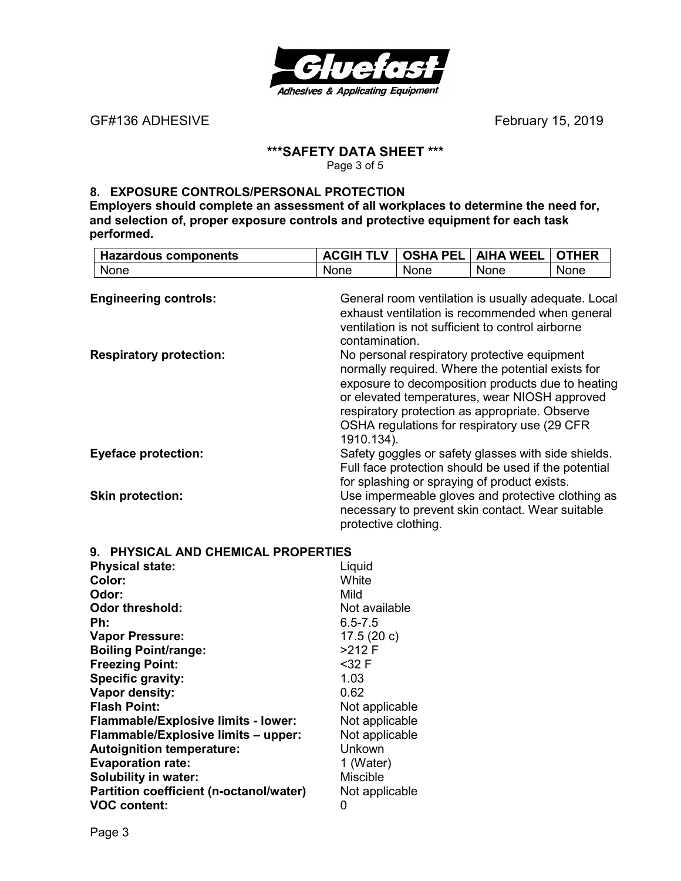GF#136 ADHESIVE February 15, 2019

## \*\*\*SAFETY DATA SHEET \*\*\*

### 8. EXPOSURE CONTROLS/PERSONAL PROTECTION

**Employers should complete an assessment of all workplaces to determine the need for, and selection of, proper exposure controls and protective equipment for each task performed.**

| Hazardous components | ACGIH TLV | OSHA PEL | AIHA WEEL | OTHER |
|---|---|---|---|---|
| None | None | None | None | None |

**Engineering controls:** General room ventilation is usually adequate. Local exhaust ventilation is recommended when general ventilation is not sufficient to control airborne contamination.

**Respiratory protection:** No personal respiratory protective equipment normally required. Where the potential exists for exposure to decomposition products due to heating or elevated temperatures, wear NIOSH approved respiratory protection as appropriate. Observe OSHA regulations for respiratory use (29 CFR 1910.134).

**Eyeface protection:** Safety goggles or safety glasses with side shields. Full face protection should be used if the potential for splashing or spraying of product exists.

**Skin protection:** Use impermeable gloves and protective clothing as necessary to prevent skin contact. Wear suitable protective clothing.

### 9. PHYSICAL AND CHEMICAL PROPERTIES

**Physical state:** Liquid
**Color:** White
**Odor:** Mild
**Odor threshold:** Not available
**Ph:** 6.5-7.5
**Vapor Pressure:** 17.5 (20 c)
**Boiling Point/range:** >212 F
**Freezing Point:** <32 F
**Specific gravity:** 1.03
**Vapor density:** 0.62
**Flash Point:** Not applicable
**Flammable/Explosive limits - lower:** Not applicable
**Flammable/Explosive limits – upper:** Not applicable
**Autoignition temperature:** Unkown
**Evaporation rate:** 1 (Water)
**Solubility in water:** Miscible
**Partition coefficient (n-octanol/water)** Not applicable
**VOC content:** 0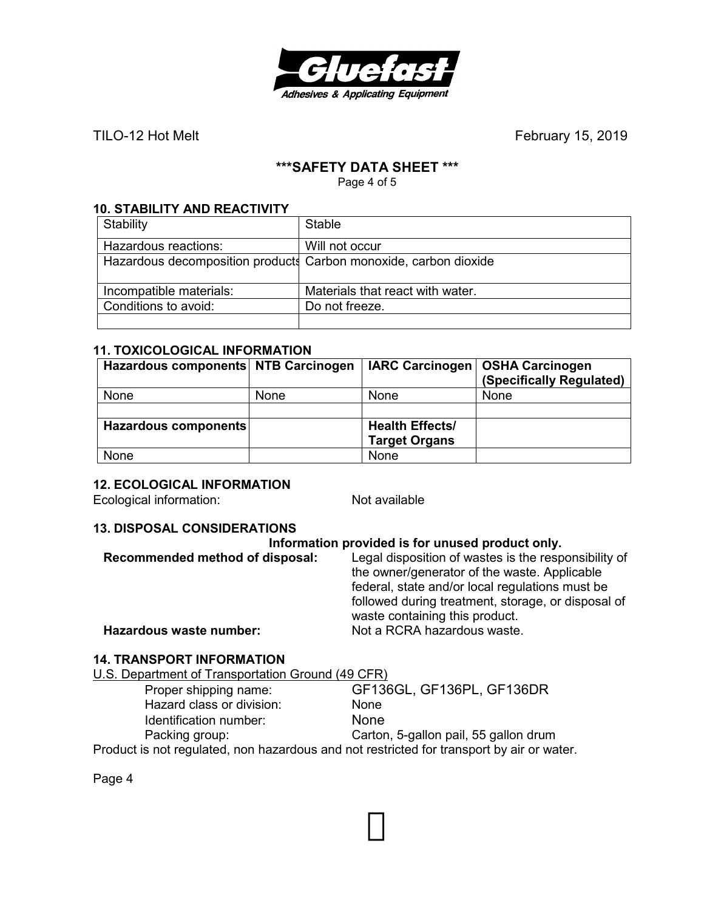TILO-12 Hot Melt February 15, 2019

## ***SAFETY DATA SHEET ***

### 10. STABILITY AND REACTIVITY

| Stability | Stable |
|---|---|
| Hazardous reactions: | Will not occur |
| Hazardous decomposition products | Carbon monoxide, carbon dioxide |
| Incompatible materials: | Materials that react with water. |
| Conditions to avoid: | Do not freeze. |
| | |

### 11. TOXICOLOGICAL INFORMATION

| Hazardous components | NTB Carcinogen | IARC Carcinogen | OSHA Carcinogen (Specifically Regulated) |
|---|---|---|---|
| None | None | None | None |
| | | | |
| **Hazardous components** | | **Health Effects/ Target Organs** | |
| None | | None | |

### 12. ECOLOGICAL INFORMATION

Ecological information: Not available

### 13. DISPOSAL CONSIDERATIONS

**Information provided is for unused product only.**

**Recommended method of disposal:** Legal disposition of wastes is the responsibility of the owner/generator of the waste. Applicable federal, state and/or local regulations must be followed during treatment, storage, or disposal of waste containing this product.

**Hazardous waste number:** Not a RCRA hazardous waste.

### 14. TRANSPORT INFORMATION

U.S. Department of Transportation Ground (49 CFR)

Proper shipping name: GF136GL, GF136PL, GF136DR
Hazard class or division: None
Identification number: None
Packing group: Carton, 5-gallon pail, 55 gallon drum

Product is not regulated, non hazardous and not restricted for transport by air or water.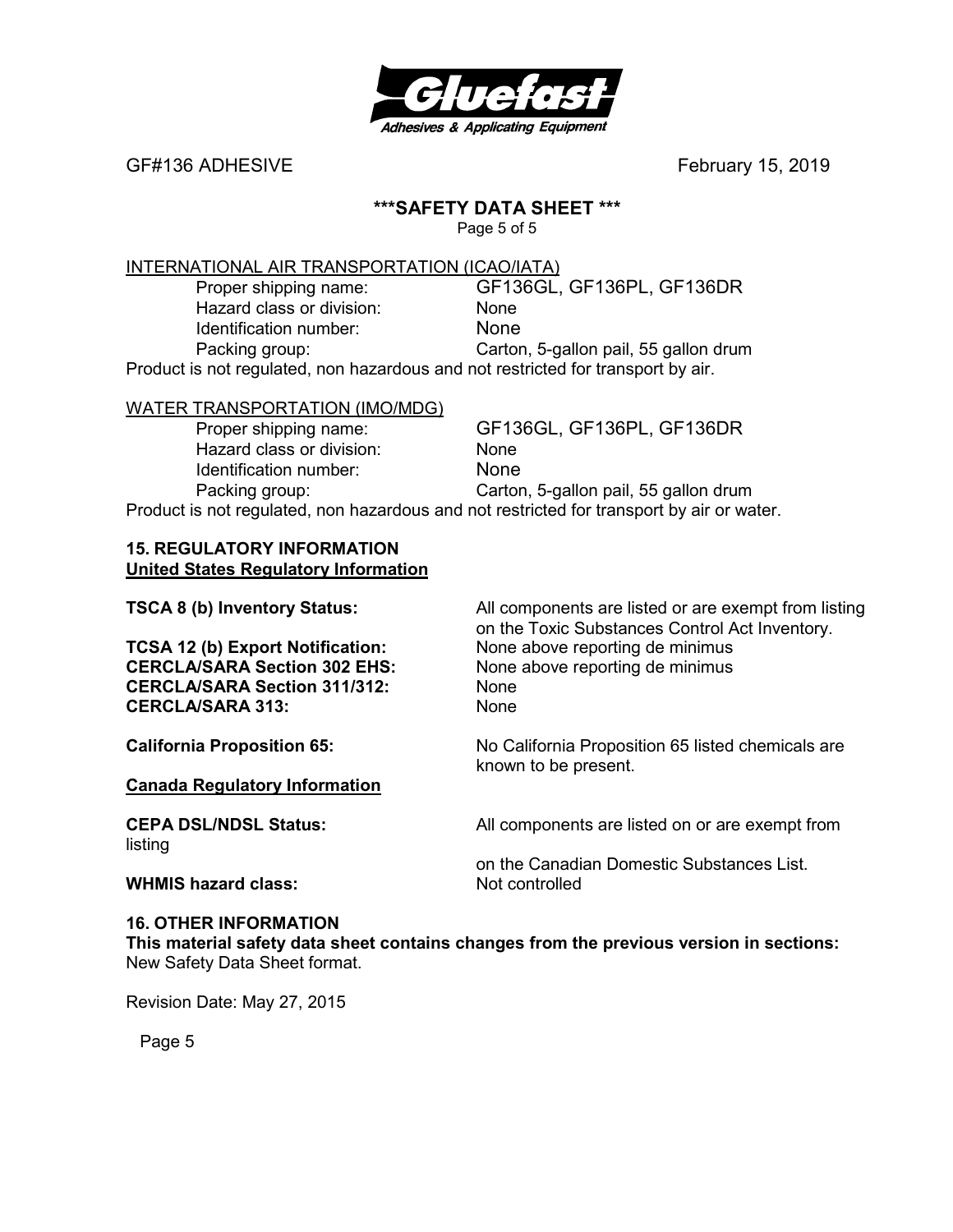INTERNATIONAL AIR TRANSPORTATION (ICAO/IATA)

| | |
|---|---|
| Proper shipping name: | GF136GL, GF136PL, GF136DR |
| Hazard class or division: | None |
| Identification number: | None |
| Packing group: | Carton, 5-gallon pail, 55 gallon drum |

Product is not regulated, non hazardous and not restricted for transport by air.

WATER TRANSPORTATION (IMO/MDG)

| | |
|---|---|
| Proper shipping name: | GF136GL, GF136PL, GF136DR |
| Hazard class or division: | None |
| Identification number: | None |
| Packing group: | Carton, 5-gallon pail, 55 gallon drum |

Product is not regulated, non hazardous and not restricted for transport by air or water.

## 15. REGULATORY INFORMATION

**United States Regulatory Information**

**TSCA 8 (b) Inventory Status:** All components are listed or are exempt from listing on the Toxic Substances Control Act Inventory.

**TCSA 12 (b) Export Notification:** None above reporting de minimus

**CERCLA/SARA Section 302 EHS:** None above reporting de minimus

**CERCLA/SARA Section 311/312:** None

**CERCLA/SARA 313:** None

**California Proposition 65:** No California Proposition 65 listed chemicals are known to be present.

**Canada Regulatory Information**

**CEPA DSL/NDSL Status:** All components are listed on or are exempt from listing on the Canadian Domestic Substances List.

**WHMIS hazard class:** Not controlled

## 16. OTHER INFORMATION

**This material safety data sheet contains changes from the previous version in sections:** New Safety Data Sheet format.

Revision Date: May 27, 2015